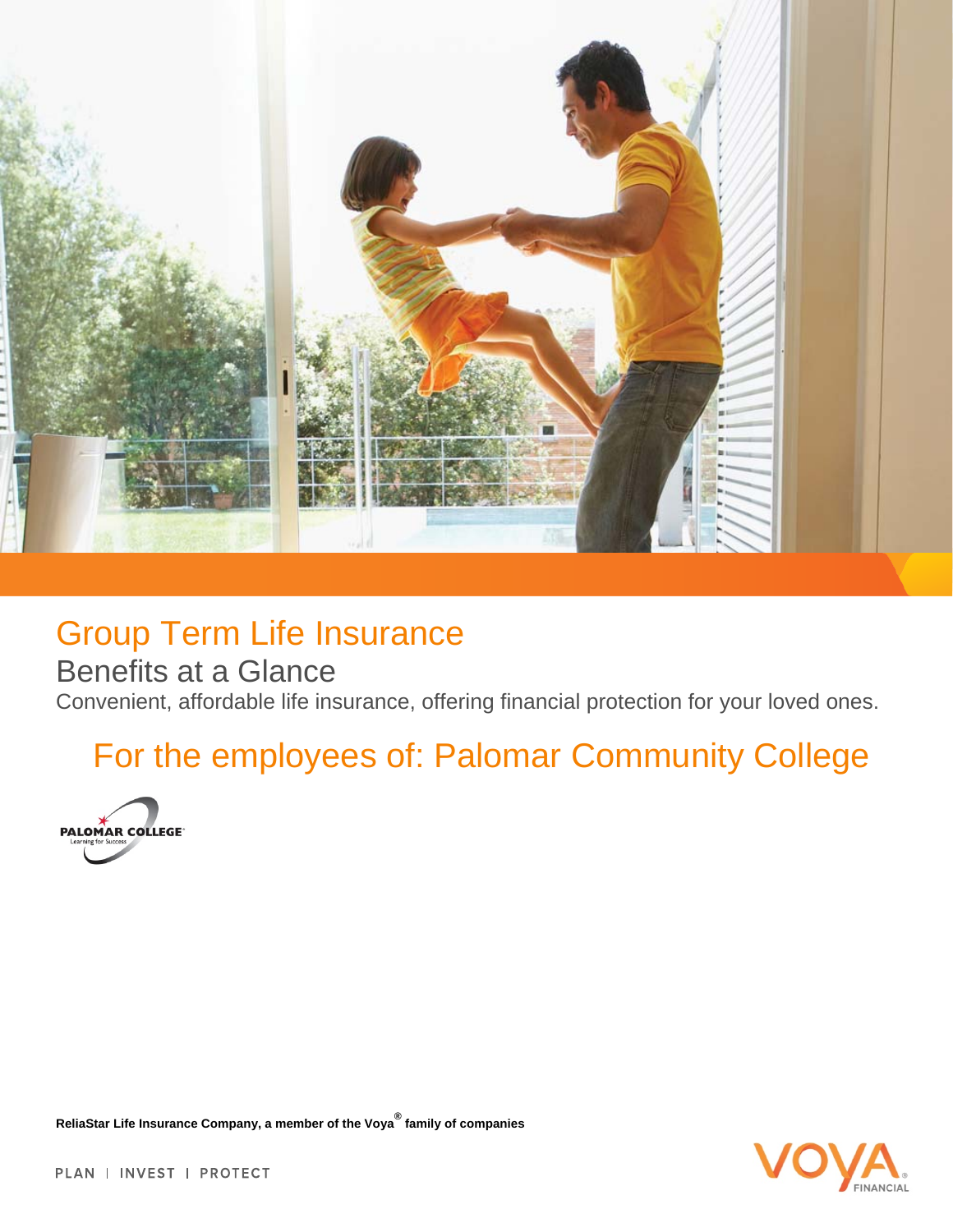# Group Term Life Insurance

## Benefits at a Glance

Convenient, affordable life insurance, offering financial protection for your loved ones.

## For the employees of: Palomar Community College

PALOMAR COLLEGE
Learning for Success

**ReliaStar Life Insurance Company, a member of the Voya® family of companies**

PLAN | INVEST | PROTECT

VOYA FINANCIAL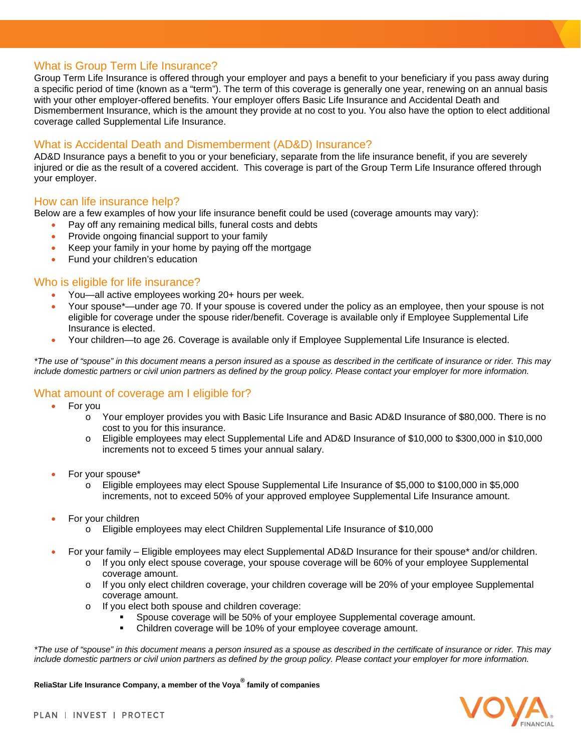## What is Group Term Life Insurance?

Group Term Life Insurance is offered through your employer and pays a benefit to your beneficiary if you pass away during a specific period of time (known as a "term"). The term of this coverage is generally one year, renewing on an annual basis with your other employer-offered benefits. Your employer offers Basic Life Insurance and Accidental Death and Dismemberment Insurance, which is the amount they provide at no cost to you. You also have the option to elect additional coverage called Supplemental Life Insurance.

## What is Accidental Death and Dismemberment (AD&D) Insurance?

AD&D Insurance pays a benefit to you or your beneficiary, separate from the life insurance benefit, if you are severely injured or die as the result of a covered accident. This coverage is part of the Group Term Life Insurance offered through your employer.

## How can life insurance help?

Below are a few examples of how your life insurance benefit could be used (coverage amounts may vary):

- Pay off any remaining medical bills, funeral costs and debts
- Provide ongoing financial support to your family
- Keep your family in your home by paying off the mortgage
- Fund your children's education

## Who is eligible for life insurance?

- You—all active employees working 20+ hours per week.
- Your spouse*—under age 70. If your spouse is covered under the policy as an employee, then your spouse is not eligible for coverage under the spouse rider/benefit. Coverage is available only if Employee Supplemental Life Insurance is elected.
- Your children—to age 26. Coverage is available only if Employee Supplemental Life Insurance is elected.

*\*The use of "spouse" in this document means a person insured as a spouse as described in the certificate of insurance or rider. This may include domestic partners or civil union partners as defined by the group policy. Please contact your employer for more information.*

## What amount of coverage am I eligible for?

- For you
  - Your employer provides you with Basic Life Insurance and Basic AD&D Insurance of $80,000. There is no cost to you for this insurance.
  - Eligible employees may elect Supplemental Life and AD&D Insurance of $10,000 to $300,000 in $10,000 increments not to exceed 5 times your annual salary.
- For your spouse*
  - Eligible employees may elect Spouse Supplemental Life Insurance of $5,000 to $100,000 in $5,000 increments, not to exceed 50% of your approved employee Supplemental Life Insurance amount.
- For your children
  - Eligible employees may elect Children Supplemental Life Insurance of $10,000
- For your family – Eligible employees may elect Supplemental AD&D Insurance for their spouse* and/or children.
  - If you only elect spouse coverage, your spouse coverage will be 60% of your employee Supplemental coverage amount.
  - If you only elect children coverage, your children coverage will be 20% of your employee Supplemental coverage amount.
  - If you elect both spouse and children coverage:
    - Spouse coverage will be 50% of your employee Supplemental coverage amount.
    - Children coverage will be 10% of your employee coverage amount.

*\*The use of "spouse" in this document means a person insured as a spouse as described in the certificate of insurance or rider. This may include domestic partners or civil union partners as defined by the group policy. Please contact your employer for more information.*

**ReliaStar Life Insurance Company, a member of the Voya® family of companies**

PLAN | INVEST | PROTECT

VOYA FINANCIAL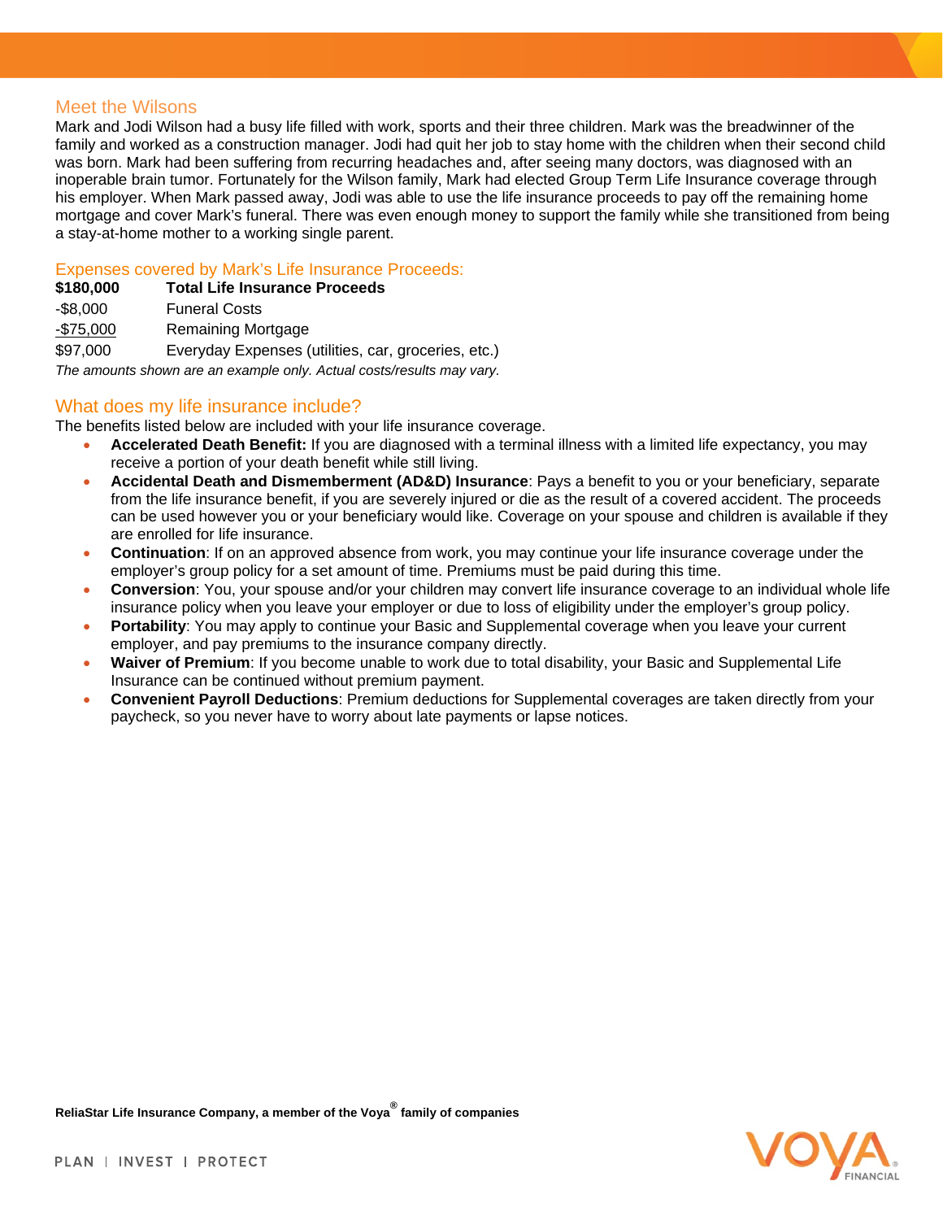## Meet the Wilsons

Mark and Jodi Wilson had a busy life filled with work, sports and their three children. Mark was the breadwinner of the family and worked as a construction manager. Jodi had quit her job to stay home with the children when their second child was born. Mark had been suffering from recurring headaches and, after seeing many doctors, was diagnosed with an inoperable brain tumor. Fortunately for the Wilson family, Mark had elected Group Term Life Insurance coverage through his employer. When Mark passed away, Jodi was able to use the life insurance proceeds to pay off the remaining home mortgage and cover Mark's funeral. There was even enough money to support the family while she transitioned from being a stay-at-home mother to a working single parent.

## Expenses covered by Mark's Life Insurance Proceeds:

| | |
|---|---|
| **$180,000** | **Total Life Insurance Proceeds** |
| -$8,000 | Funeral Costs |
| -$75,000 | Remaining Mortgage |
| $97,000 | Everyday Expenses (utilities, car, groceries, etc.) |

*The amounts shown are an example only. Actual costs/results may vary.*

## What does my life insurance include?

The benefits listed below are included with your life insurance coverage.

- **Accelerated Death Benefit:** If you are diagnosed with a terminal illness with a limited life expectancy, you may receive a portion of your death benefit while still living.
- **Accidental Death and Dismemberment (AD&D) Insurance**: Pays a benefit to you or your beneficiary, separate from the life insurance benefit, if you are severely injured or die as the result of a covered accident. The proceeds can be used however you or your beneficiary would like. Coverage on your spouse and children is available if they are enrolled for life insurance.
- **Continuation**: If on an approved absence from work, you may continue your life insurance coverage under the employer's group policy for a set amount of time. Premiums must be paid during this time.
- **Conversion**: You, your spouse and/or your children may convert life insurance coverage to an individual whole life insurance policy when you leave your employer or due to loss of eligibility under the employer's group policy.
- **Portability**: You may apply to continue your Basic and Supplemental coverage when you leave your current employer, and pay premiums to the insurance company directly.
- **Waiver of Premium**: If you become unable to work due to total disability, your Basic and Supplemental Life Insurance can be continued without premium payment.
- **Convenient Payroll Deductions**: Premium deductions for Supplemental coverages are taken directly from your paycheck, so you never have to worry about late payments or lapse notices.

**ReliaStar Life Insurance Company, a member of the Voya® family of companies**

PLAN | INVEST | PROTECT

VOYA FINANCIAL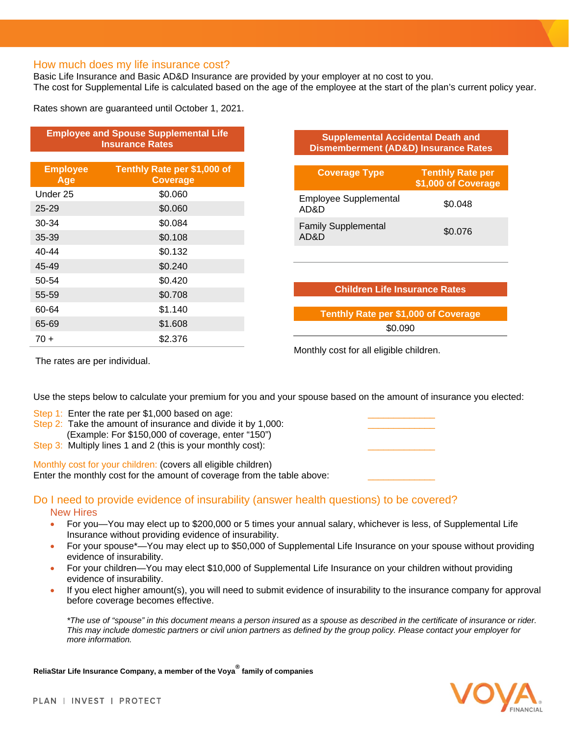## How much does my life insurance cost?

Basic Life Insurance and Basic AD&D Insurance are provided by your employer at no cost to you.
The cost for Supplemental Life is calculated based on the age of the employee at the start of the plan's current policy year.

Rates shown are guaranteed until October 1, 2021.

**Employee and Spouse Supplemental Life Insurance Rates**

| Employee Age | Tenthly Rate per $1,000 of Coverage |
|---|---|
| Under 25 | $0.060 |
| 25-29 | $0.060 |
| 30-34 | $0.084 |
| 35-39 | $0.108 |
| 40-44 | $0.132 |
| 45-49 | $0.240 |
| 50-54 | $0.420 |
| 55-59 | $0.708 |
| 60-64 | $1.140 |
| 65-69 | $1.608 |
| 70 + | $2.376 |

The rates are per individual.

**Supplemental Accidental Death and Dismemberment (AD&D) Insurance Rates**

| Coverage Type | Tenthly Rate per $1,000 of Coverage |
|---|---|
| Employee Supplemental AD&D | $0.048 |
| Family Supplemental AD&D | $0.076 |

**Children Life Insurance Rates**

| Tenthly Rate per $1,000 of Coverage |
|---|
| $0.090 |

Monthly cost for all eligible children.

Use the steps below to calculate your premium for you and your spouse based on the amount of insurance you elected:

Step 1: Enter the rate per $1,000 based on age: \_\_\_\_\_\_\_\_\_\_\_\_
Step 2: Take the amount of insurance and divide it by 1,000: \_\_\_\_\_\_\_\_\_\_\_\_
(Example: For $150,000 of coverage, enter "150")
Step 3: Multiply lines 1 and 2 (this is your monthly cost): \_\_\_\_\_\_\_\_\_\_\_\_

Monthly cost for your children: (covers all eligible children)
Enter the monthly cost for the amount of coverage from the table above: \_\_\_\_\_\_\_\_\_\_\_\_

## Do I need to provide evidence of insurability (answer health questions) to be covered?

### New Hires

- For you—You may elect up to $200,000 or 5 times your annual salary, whichever is less, of Supplemental Life Insurance without providing evidence of insurability.
- For your spouse*—You may elect up to $50,000 of Supplemental Life Insurance on your spouse without providing evidence of insurability.
- For your children—You may elect $10,000 of Supplemental Life Insurance on your children without providing evidence of insurability.
- If you elect higher amount(s), you will need to submit evidence of insurability to the insurance company for approval before coverage becomes effective.

*\*The use of "spouse" in this document means a person insured as a spouse as described in the certificate of insurance or rider. This may include domestic partners or civil union partners as defined by the group policy. Please contact your employer for more information.*

**ReliaStar Life Insurance Company, a member of the Voya® family of companies**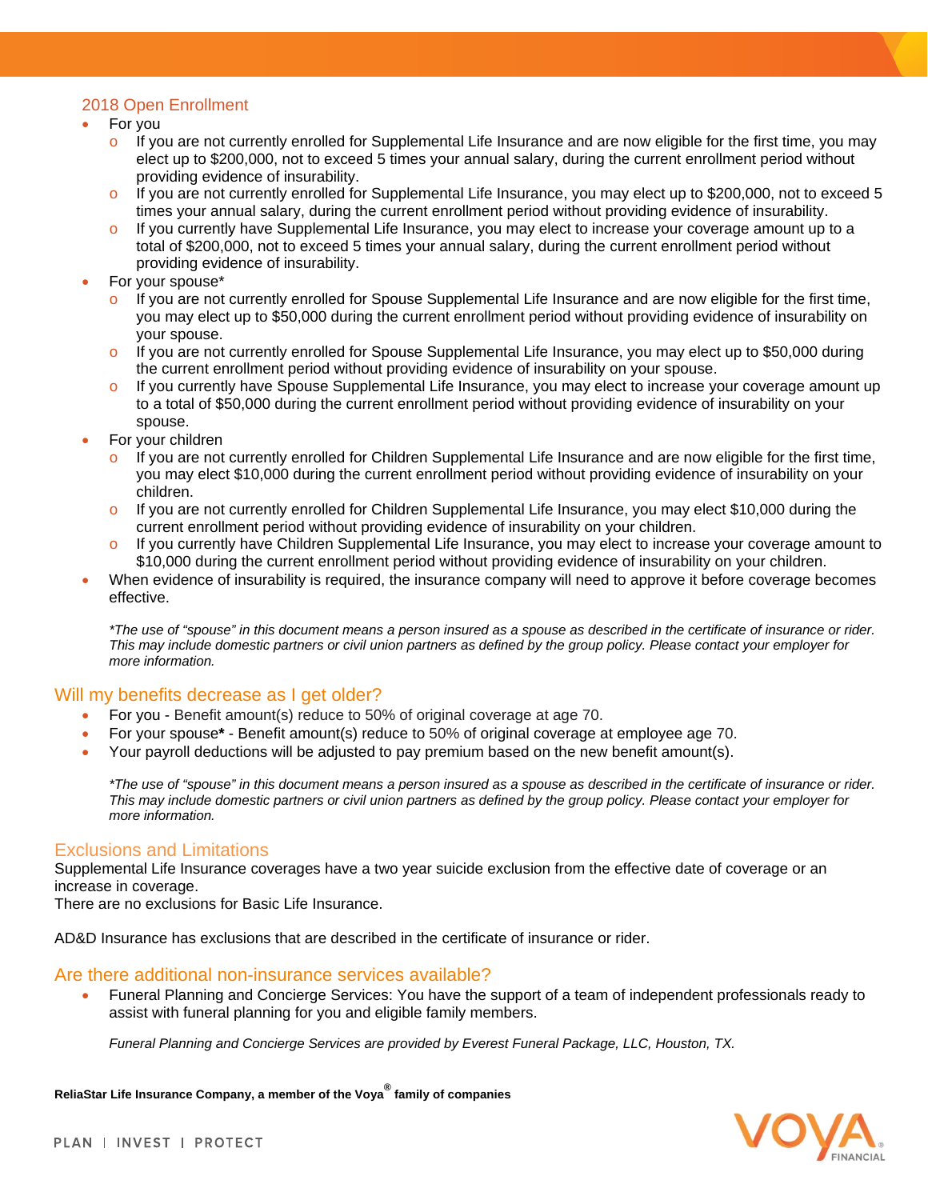## 2018 Open Enrollment

- For you
  - If you are not currently enrolled for Supplemental Life Insurance and are now eligible for the first time, you may elect up to $200,000, not to exceed 5 times your annual salary, during the current enrollment period without providing evidence of insurability.
  - If you are not currently enrolled for Supplemental Life Insurance, you may elect up to $200,000, not to exceed 5 times your annual salary, during the current enrollment period without providing evidence of insurability.
  - If you currently have Supplemental Life Insurance, you may elect to increase your coverage amount up to a total of $200,000, not to exceed 5 times your annual salary, during the current enrollment period without providing evidence of insurability.
- For your spouse*
  - If you are not currently enrolled for Spouse Supplemental Life Insurance and are now eligible for the first time, you may elect up to $50,000 during the current enrollment period without providing evidence of insurability on your spouse.
  - If you are not currently enrolled for Spouse Supplemental Life Insurance, you may elect up to $50,000 during the current enrollment period without providing evidence of insurability on your spouse.
  - If you currently have Spouse Supplemental Life Insurance, you may elect to increase your coverage amount up to a total of $50,000 during the current enrollment period without providing evidence of insurability on your spouse.
- For your children
  - If you are not currently enrolled for Children Supplemental Life Insurance and are now eligible for the first time, you may elect $10,000 during the current enrollment period without providing evidence of insurability on your children.
  - If you are not currently enrolled for Children Supplemental Life Insurance, you may elect $10,000 during the current enrollment period without providing evidence of insurability on your children.
  - If you currently have Children Supplemental Life Insurance, you may elect to increase your coverage amount to $10,000 during the current enrollment period without providing evidence of insurability on your children.
- When evidence of insurability is required, the insurance company will need to approve it before coverage becomes effective.

*\*The use of "spouse" in this document means a person insured as a spouse as described in the certificate of insurance or rider. This may include domestic partners or civil union partners as defined by the group policy. Please contact your employer for more information.*

## Will my benefits decrease as I get older?

- For you - Benefit amount(s) reduce to 50% of original coverage at age 70.
- For your spouse**\*** - Benefit amount(s) reduce to 50% of original coverage at employee age 70.
- Your payroll deductions will be adjusted to pay premium based on the new benefit amount(s).

*\*The use of "spouse" in this document means a person insured as a spouse as described in the certificate of insurance or rider. This may include domestic partners or civil union partners as defined by the group policy. Please contact your employer for more information.*

## Exclusions and Limitations

Supplemental Life Insurance coverages have a two year suicide exclusion from the effective date of coverage or an increase in coverage.
There are no exclusions for Basic Life Insurance.

AD&D Insurance has exclusions that are described in the certificate of insurance or rider.

## Are there additional non-insurance services available?

- Funeral Planning and Concierge Services: You have the support of a team of independent professionals ready to assist with funeral planning for you and eligible family members.

*Funeral Planning and Concierge Services are provided by Everest Funeral Package, LLC, Houston, TX.*

**ReliaStar Life Insurance Company, a member of the Voya® family of companies**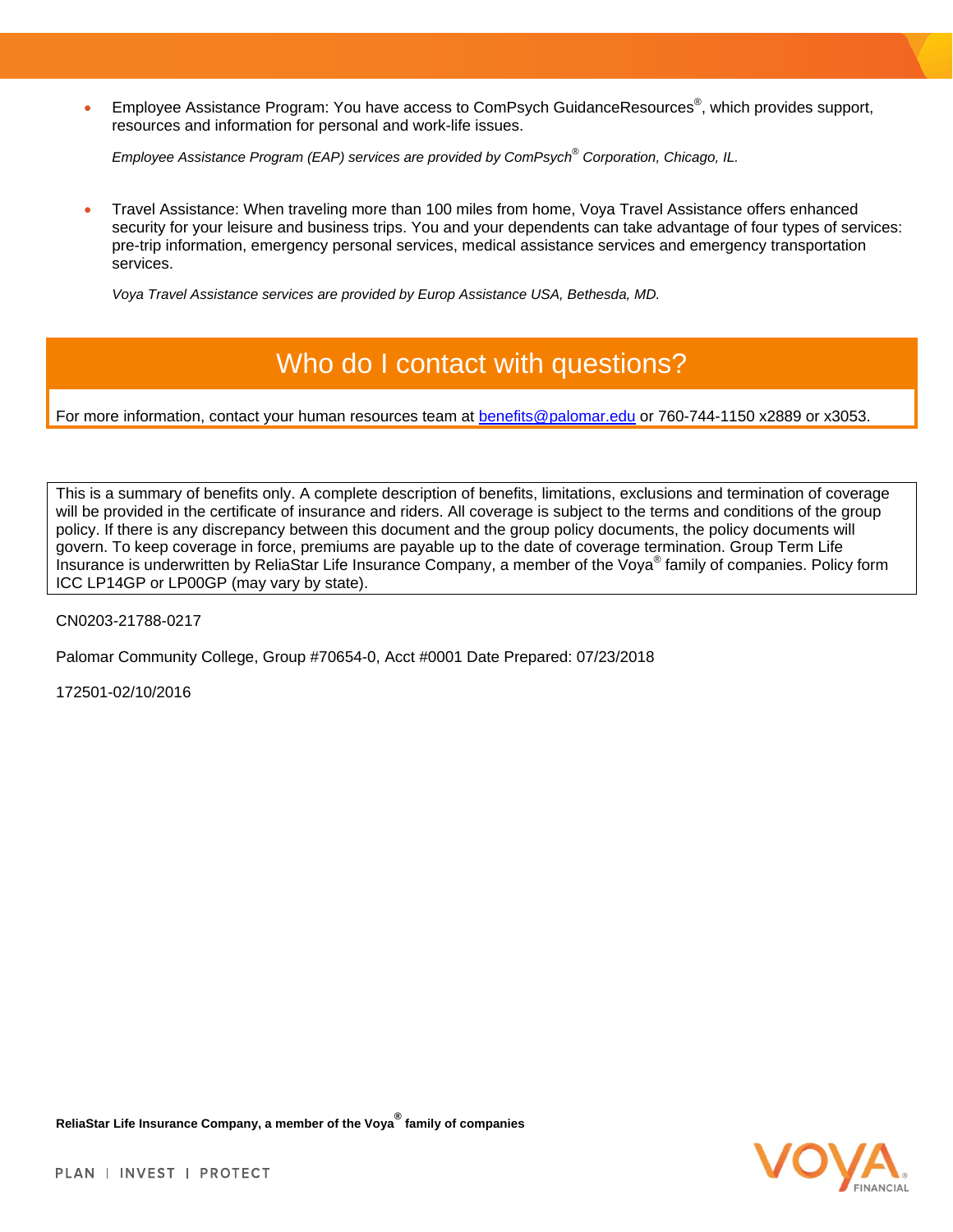- Employee Assistance Program: You have access to ComPsych GuidanceResources®, which provides support, resources and information for personal and work-life issues.

  *Employee Assistance Program (EAP) services are provided by ComPsych® Corporation, Chicago, IL.*

- Travel Assistance: When traveling more than 100 miles from home, Voya Travel Assistance offers enhanced security for your leisure and business trips. You and your dependents can take advantage of four types of services: pre-trip information, emergency personal services, medical assistance services and emergency transportation services.

  *Voya Travel Assistance services are provided by Europ Assistance USA, Bethesda, MD.*

## Who do I contact with questions?

For more information, contact your human resources team at benefits@palomar.edu or 760-744-1150 x2889 or x3053.

This is a summary of benefits only. A complete description of benefits, limitations, exclusions and termination of coverage will be provided in the certificate of insurance and riders. All coverage is subject to the terms and conditions of the group policy. If there is any discrepancy between this document and the group policy documents, the policy documents will govern. To keep coverage in force, premiums are payable up to the date of coverage termination. Group Term Life Insurance is underwritten by ReliaStar Life Insurance Company, a member of the Voya® family of companies. Policy form ICC LP14GP or LP00GP (may vary by state).

CN0203-21788-0217

Palomar Community College, Group #70654-0, Acct #0001 Date Prepared: 07/23/2018

172501-02/10/2016

**ReliaStar Life Insurance Company, a member of the Voya® family of companies**

PLAN | INVEST | PROTECT